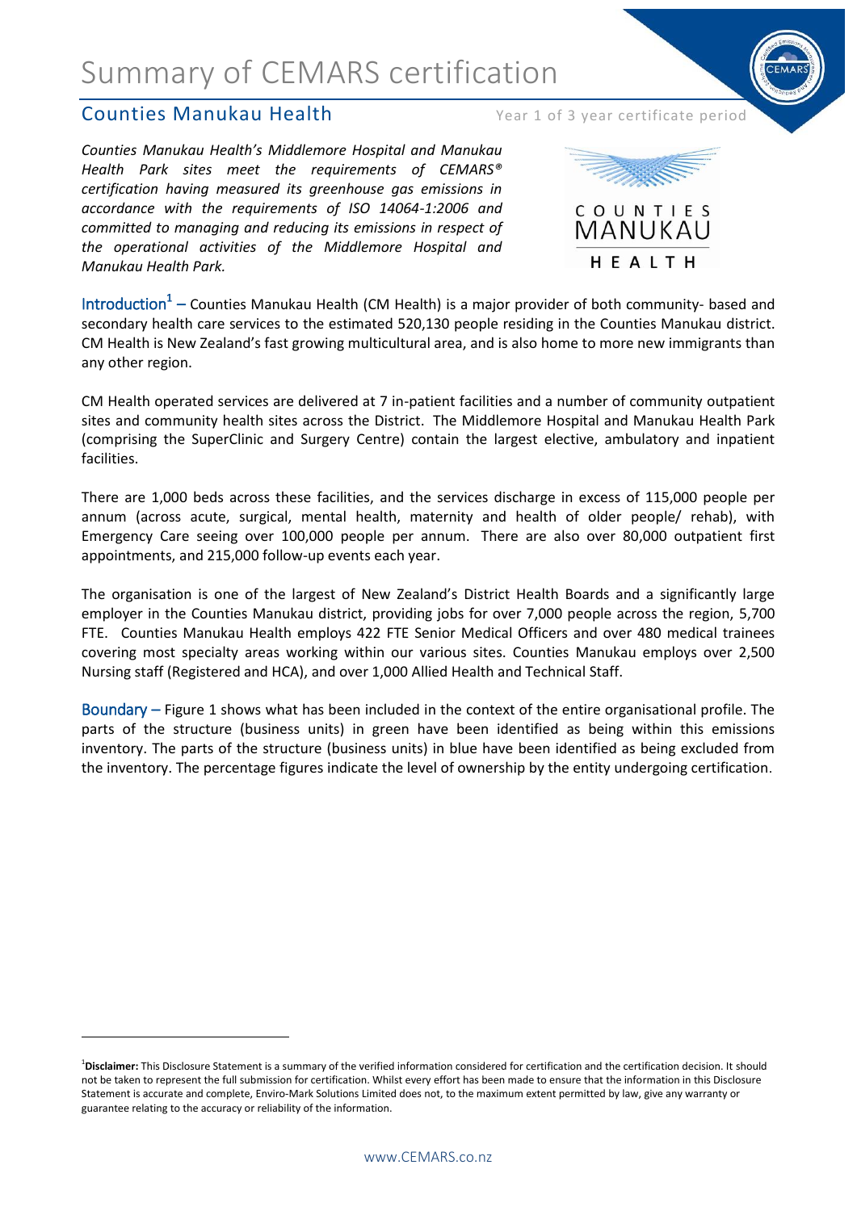# Summary of CEMARS certification

## Counties Manukau Health

Year 1 of 3 year certificate period

*Counties Manukau Health's Middlemore Hospital and Manukau Health Park sites meet the requirements of CEMARS® certification having measured its greenhouse gas emissions in accordance with the requirements of ISO 14064-1:2006 and committed to managing and reducing its emissions in respect of the operational activities of the Middlemore Hospital and Manukau Health Park.*

**Introduction**[1] – Counties Manukau Health (CM Health) is a major provider of both community- based and secondary health care services to the estimated 520,130 people residing in the Counties Manukau district. CM Health is New Zealand's fast growing multicultural area, and is also home to more new immigrants than any other region.

CM Health operated services are delivered at 7 in-patient facilities and a number of community outpatient sites and community health sites across the District. The Middlemore Hospital and Manukau Health Park (comprising the SuperClinic and Surgery Centre) contain the largest elective, ambulatory and inpatient facilities.

There are 1,000 beds across these facilities, and the services discharge in excess of 115,000 people per annum (across acute, surgical, mental health, maternity and health of older people/ rehab), with Emergency Care seeing over 100,000 people per annum. There are also over 80,000 outpatient first appointments, and 215,000 follow-up events each year.

The organisation is one of the largest of New Zealand's District Health Boards and a significantly large employer in the Counties Manukau district, providing jobs for over 7,000 people across the region, 5,700 FTE. Counties Manukau Health employs 422 FTE Senior Medical Officers and over 480 medical trainees covering most specialty areas working within our various sites. Counties Manukau employs over 2,500 Nursing staff (Registered and HCA), and over 1,000 Allied Health and Technical Staff.

**Boundary** – Figure 1 shows what has been included in the context of the entire organisational profile. The parts of the structure (business units) in green have been identified as being within this emissions inventory. The parts of the structure (business units) in blue have been identified as being excluded from the inventory. The percentage figures indicate the level of ownership by the entity undergoing certification.

[1] **Disclaimer:** This Disclosure Statement is a summary of the verified information considered for certification and the certification decision. It should not be taken to represent the full submission for certification. Whilst every effort has been made to ensure that the information in this Disclosure Statement is accurate and complete, Enviro-Mark Solutions Limited does not, to the maximum extent permitted by law, give any warranty or guarantee relating to the accuracy or reliability of the information.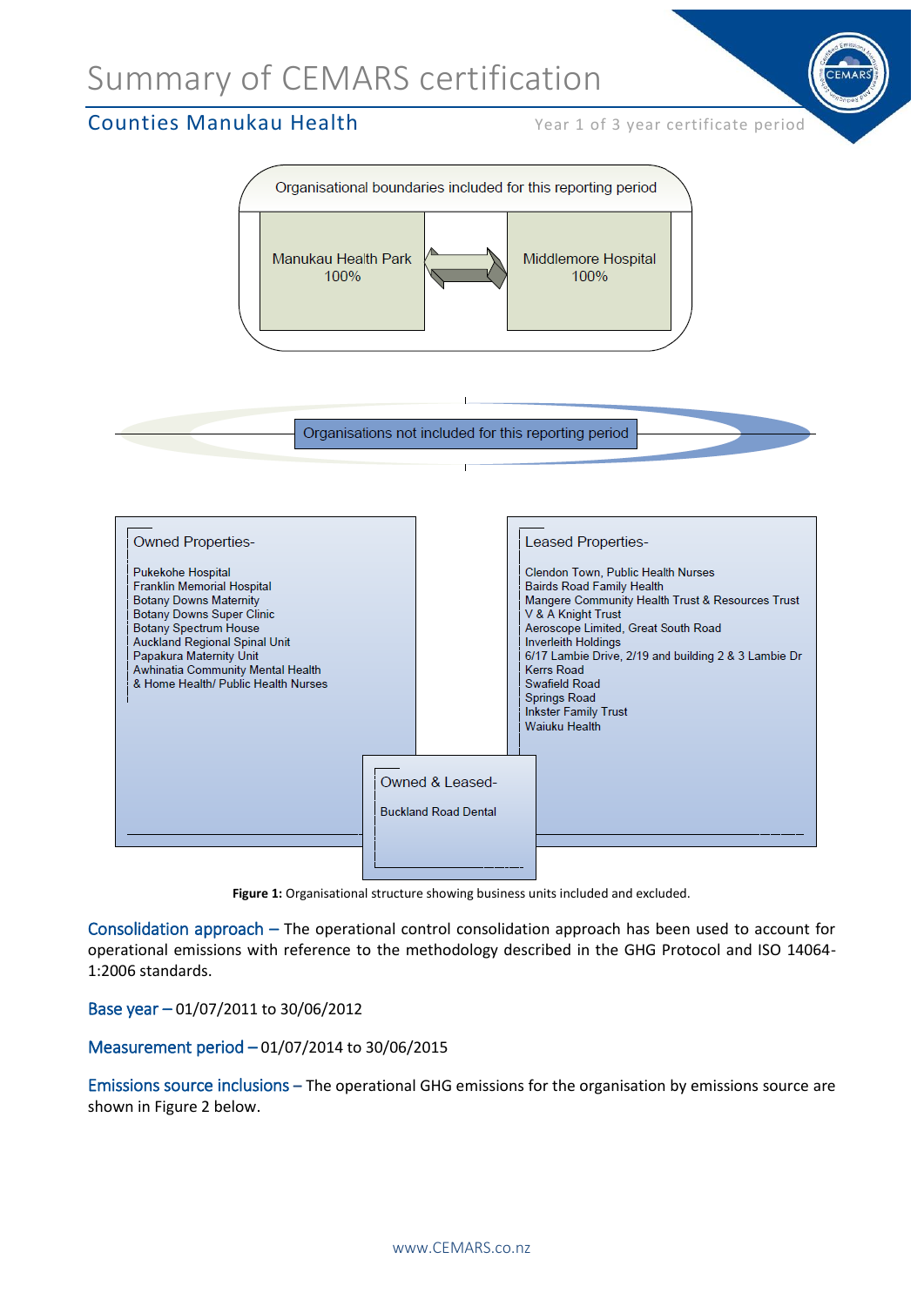# Summary of CEMARS certification

## Counties Manukau Health

Year 1 of 3 year certificate period

Organisational boundaries included for this reporting period

Manukau Health Park 100%

Middlemore Hospital 100%

Organisations not included for this reporting period

**Owned Properties-**

- Pukekohe Hospital
- Franklin Memorial Hospital
- Botany Downs Maternity
- Botany Downs Super Clinic
- Botany Spectrum House
- Auckland Regional Spinal Unit
- Papakura Maternity Unit
- Awhinatia Community Mental Health & Home Health/ Public Health Nurses

**Leased Properties-**

- Clendon Town, Public Health Nurses
- Bairds Road Family Health
- Mangere Community Health Trust & Resources Trust
- V & A Knight Trust
- Aeroscope Limited, Great South Road
- Inverleith Holdings
- 6/17 Lambie Drive, 2/19 and building 2 & 3 Lambie Dr
- Kerrs Road
- Swafield Road
- Springs Road
- Inkster Family Trust
- Waiuku Health

**Owned & Leased-**

- Buckland Road Dental

**Figure 1:** Organisational structure showing business units included and excluded.

**Consolidation approach –** The operational control consolidation approach has been used to account for operational emissions with reference to the methodology described in the GHG Protocol and ISO 14064-1:2006 standards.

**Base year –** 01/07/2011 to 30/06/2012

**Measurement period –** 01/07/2014 to 30/06/2015

**Emissions source inclusions –** The operational GHG emissions for the organisation by emissions source are shown in Figure 2 below.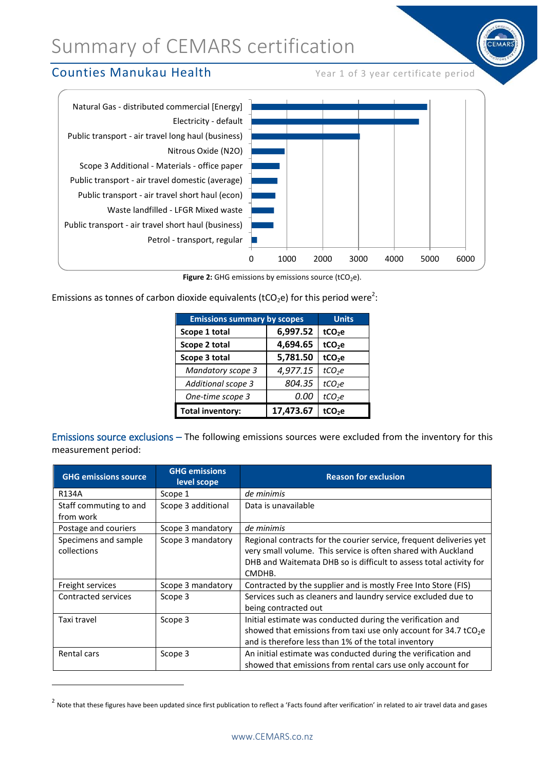# Summary of CEMARS certification

## Counties Manukau Health

Year 1 of 3 year certificate period

Natural Gas - distributed commercial [Energy]
Electricity - default
Public transport - air travel long haul (business)
Nitrous Oxide (N2O)
Scope 3 Additional - Materials - office paper
Public transport - air travel domestic (average)
Public transport - air travel short haul (econ)
Waste landfilled - LFGR Mixed waste
Public transport - air travel short haul (business)
Petrol - transport, regular

0 1000 2000 3000 4000 5000 6000

**Figure 2:** GHG emissions by emissions source ($tCO_2e$).

Emissions as tonnes of carbon dioxide equivalents ($tCO_2e$) for this period were[2]:

| Emissions summary by scopes | | Units |
|---|---|---|
| **Scope 1 total** | **6,997.52** | **$tCO_2e$** |
| **Scope 2 total** | **4,694.65** | **$tCO_2e$** |
| **Scope 3 total** | **5,781.50** | **$tCO_2e$** |
| *Mandatory scope 3* | *4,977.15* | *$tCO_2e$* |
| *Additional scope 3* | *804.35* | *$tCO_2e$* |
| *One-time scope 3* | *0.00* | *$tCO_2e$* |
| **Total inventory:** | **17,473.67** | **$tCO_2e$** |

Emissions source exclusions – The following emissions sources were excluded from the inventory for this measurement period:

| GHG emissions source | GHG emissions level scope | Reason for exclusion |
|---|---|---|
| R134A | Scope 1 | *de minimis* |
| Staff commuting to and from work | Scope 3 additional | Data is unavailable |
| Postage and couriers | Scope 3 mandatory | *de minimis* |
| Specimens and sample collections | Scope 3 mandatory | Regional contracts for the courier service, frequent deliveries yet very small volume. This service is often shared with Auckland DHB and Waitemata DHB so is difficult to assess total activity for CMDHB. |
| Freight services | Scope 3 mandatory | Contracted by the supplier and is mostly Free Into Store (FIS) |
| Contracted services | Scope 3 | Services such as cleaners and laundry service excluded due to being contracted out |
| Taxi travel | Scope 3 | Initial estimate was conducted during the verification and showed that emissions from taxi use only account for 34.7 $tCO_2e$ and is therefore less than 1% of the total inventory |
| Rental cars | Scope 3 | An initial estimate was conducted during the verification and showed that emissions from rental cars use only account for |

[2] Note that these figures have been updated since first publication to reflect a 'Facts found after verification' in related to air travel data and gases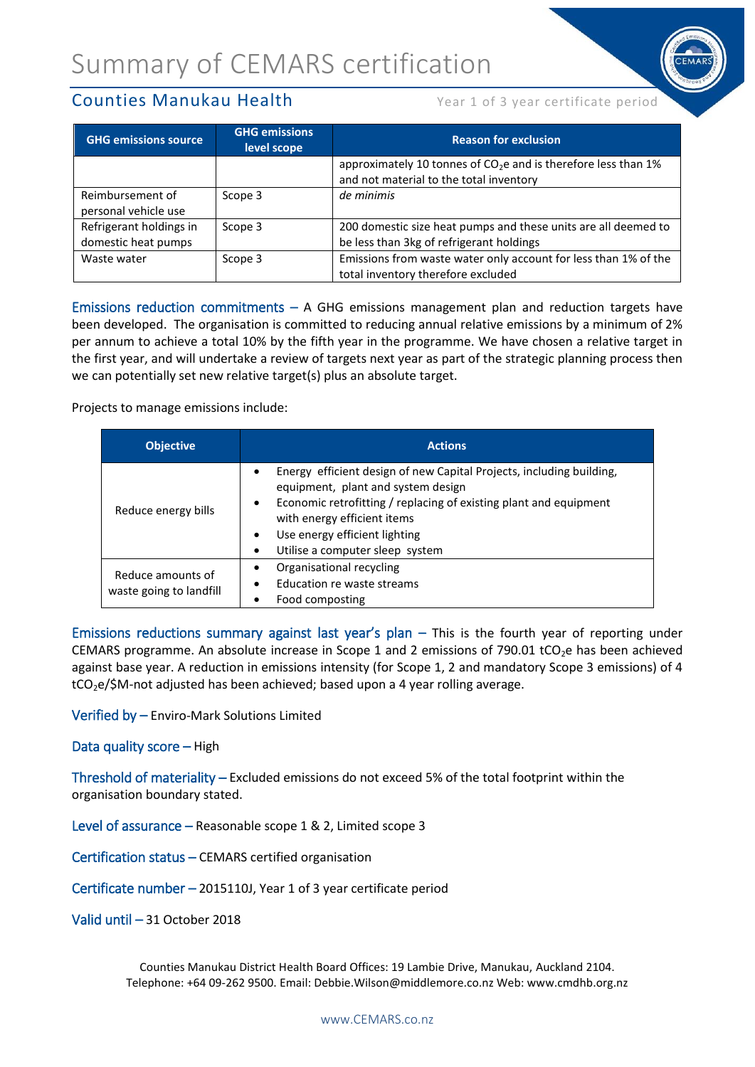# Summary of CEMARS certification

## Counties Manukau Health

Year 1 of 3 year certificate period

| GHG emissions source | GHG emissions level scope | Reason for exclusion |
|---|---|---|
| | | approximately 10 tonnes of $CO_2$e and is therefore less than 1% and not material to the total inventory |
| Reimbursement of personal vehicle use | Scope 3 | *de minimis* |
| Refrigerant holdings in domestic heat pumps | Scope 3 | 200 domestic size heat pumps and these units are all deemed to be less than 3kg of refrigerant holdings |
| Waste water | Scope 3 | Emissions from waste water only account for less than 1% of the total inventory therefore excluded |

Emissions reduction commitments – A GHG emissions management plan and reduction targets have been developed. The organisation is committed to reducing annual relative emissions by a minimum of 2% per annum to achieve a total 10% by the fifth year in the programme. We have chosen a relative target in the first year, and will undertake a review of targets next year as part of the strategic planning process then we can potentially set new relative target(s) plus an absolute target.

Projects to manage emissions include:

| Objective | Actions |
|---|---|
| Reduce energy bills | • Energy efficient design of new Capital Projects, including building, equipment, plant and system design<br>• Economic retrofitting / replacing of existing plant and equipment with energy efficient items<br>• Use energy efficient lighting<br>• Utilise a computer sleep system |
| Reduce amounts of waste going to landfill | • Organisational recycling<br>• Education re waste streams<br>• Food composting |

Emissions reductions summary against last year's plan – This is the fourth year of reporting under CEMARS programme. An absolute increase in Scope 1 and 2 emissions of 790.01 $tCO_2$e has been achieved against base year. A reduction in emissions intensity (for Scope 1, 2 and mandatory Scope 3 emissions) of 4 $tCO_2$e/$M-not adjusted has been achieved; based upon a 4 year rolling average.

Verified by – Enviro-Mark Solutions Limited

Data quality score – High

Threshold of materiality – Excluded emissions do not exceed 5% of the total footprint within the organisation boundary stated.

Level of assurance – Reasonable scope 1 & 2, Limited scope 3

Certification status – CEMARS certified organisation

Certificate number – 2015110J, Year 1 of 3 year certificate period

Valid until – 31 October 2018

Counties Manukau District Health Board Offices: 19 Lambie Drive, Manukau, Auckland 2104.
Telephone: +64 09-262 9500. Email: Debbie.Wilson@middlemore.co.nz Web: www.cmdhb.org.nz

www.CEMARS.co.nz